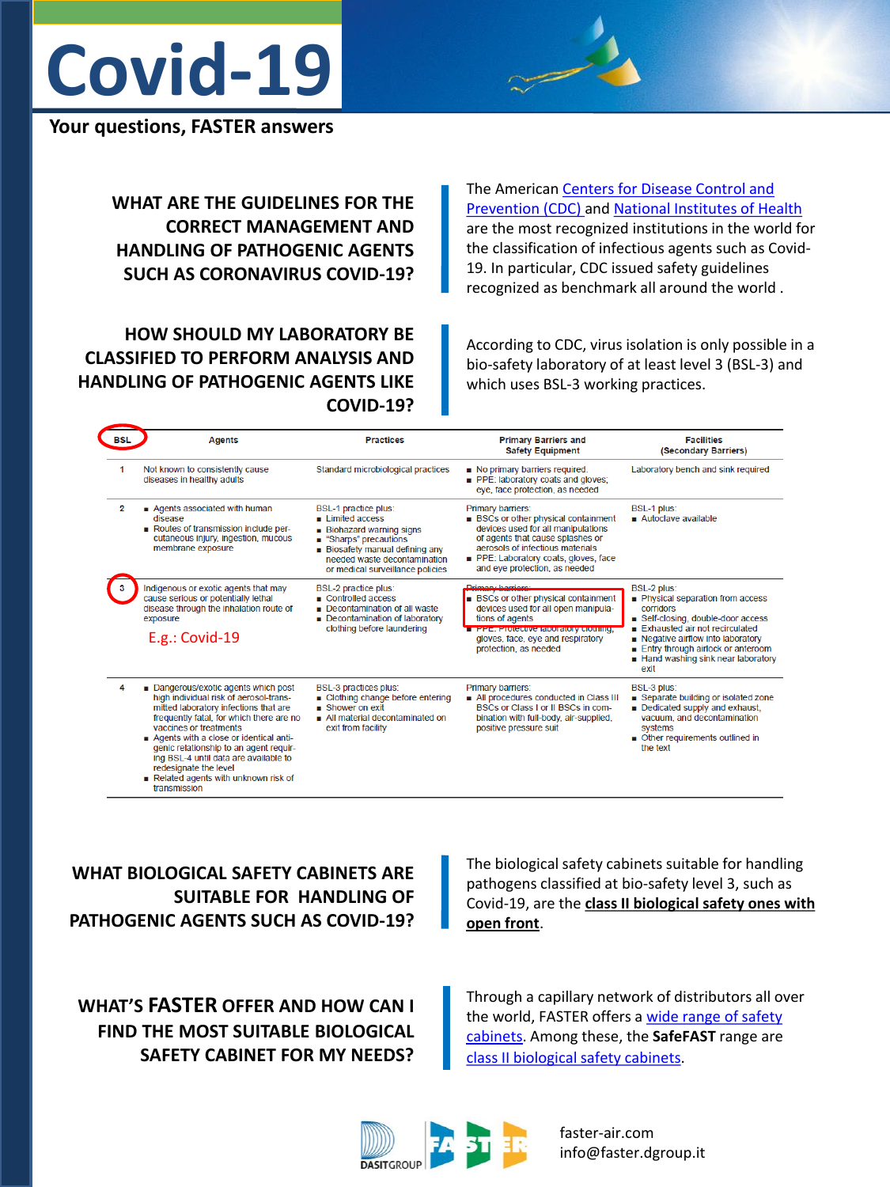# Covid-19

**Your questions, FASTER answers**

## WHAT ARE THE GUIDELINES FOR THE CORRECT MANAGEMENT AND HANDLING OF PATHOGENIC AGENTS SUCH AS CORONAVIRUS COVID-19?

The American Centers for Disease Control and Prevention (CDC) and National Institutes of Health are the most recognized institutions in the world for the classification of infectious agents such as Covid-19. In particular, CDC issued safety guidelines recognized as benchmark all around the world .

## HOW SHOULD MY LABORATORY BE CLASSIFIED TO PERFORM ANALYSIS AND HANDLING OF PATHOGENIC AGENTS LIKE COVID-19?

According to CDC, virus isolation is only possible in a bio-safety laboratory of at least level 3 (BSL-3) and which uses BSL-3 working practices.

| BSL | Agents | Practices | Primary Barriers and Safety Equipment | Facilities (Secondary Barriers) |
|---|---|---|---|---|
| 1 | Not known to consistently cause diseases in healthy adults | Standard microbiological practices | ■ No primary barriers required. ■ PPE: laboratory coats and gloves; eye, face protection, as needed | Laboratory bench and sink required |
| 2 | ■ Agents associated with human disease ■ Routes of transmission include percutaneous injury, ingestion, mucous membrane exposure | BSL-1 practice plus: ■ Limited access ■ Biohazard warning signs ■ "Sharps" precautions ■ Biosafety manual defining any needed waste decontamination or medical surveillance policies | Primary barriers: ■ BSCs or other physical containment devices used for all manipulations of agents that cause splashes or aerosols of infectious materials ■ PPE: Laboratory coats, gloves, face and eye protection, as needed | BSL-1 plus: ■ Autoclave available |
| 3 | Indigenous or exotic agents that may cause serious or potentially lethal disease through the inhalation route of exposure E.g.: Covid-19 | BSL-2 practice plus: ■ Controlled access ■ Decontamination of all waste ■ Decontamination of laboratory clothing before laundering | Primary barriers: ■ BSCs or other physical containment devices used for all open manipulations of agents ■ PPE: Protective laboratory clothing, gloves, face, eye and respiratory protection, as needed | BSL-2 plus: ■ Physical separation from access corridors ■ Self-closing, double-door access ■ Exhausted air not recirculated ■ Negative airflow into laboratory ■ Entry through airlock or anteroom ■ Hand washing sink near laboratory exit |
| 4 | ■ Dangerous/exotic agents which post high individual risk of aerosol-transmitted laboratory infections that are frequently fatal, for which there are no vaccines or treatments ■ Agents with a close or identical antigenic relationship to an agent requiring BSL-4 until data are available to redesignate the level ■ Related agents with unknown risk of transmission | BSL-3 practices plus: ■ Clothing change before entering ■ Shower on exit ■ All material decontaminated on exit from facility | Primary barriers: ■ All procedures conducted in Class III BSCs or Class I or II BSCs in combination with full-body, air-supplied, positive pressure suit | BSL-3 plus: ■ Separate building or isolated zone ■ Dedicated supply and exhaust, vacuum, and decontamination systems ■ Other requirements outlined in the text |

## WHAT BIOLOGICAL SAFETY CABINETS ARE SUITABLE FOR HANDLING OF PATHOGENIC AGENTS SUCH AS COVID-19?

The biological safety cabinets suitable for handling pathogens classified at bio-safety level 3, such as Covid-19, are the **class II biological safety ones with open front**.

## WHAT'S FASTER OFFER AND HOW CAN I FIND THE MOST SUITABLE BIOLOGICAL SAFETY CABINET FOR MY NEEDS?

Through a capillary network of distributors all over the world, FASTER offers a wide range of safety cabinets. Among these, the **SafeFAST** range are class II biological safety cabinets.

DASITGROUP FASTER

faster-air.com
info@faster.dgroup.it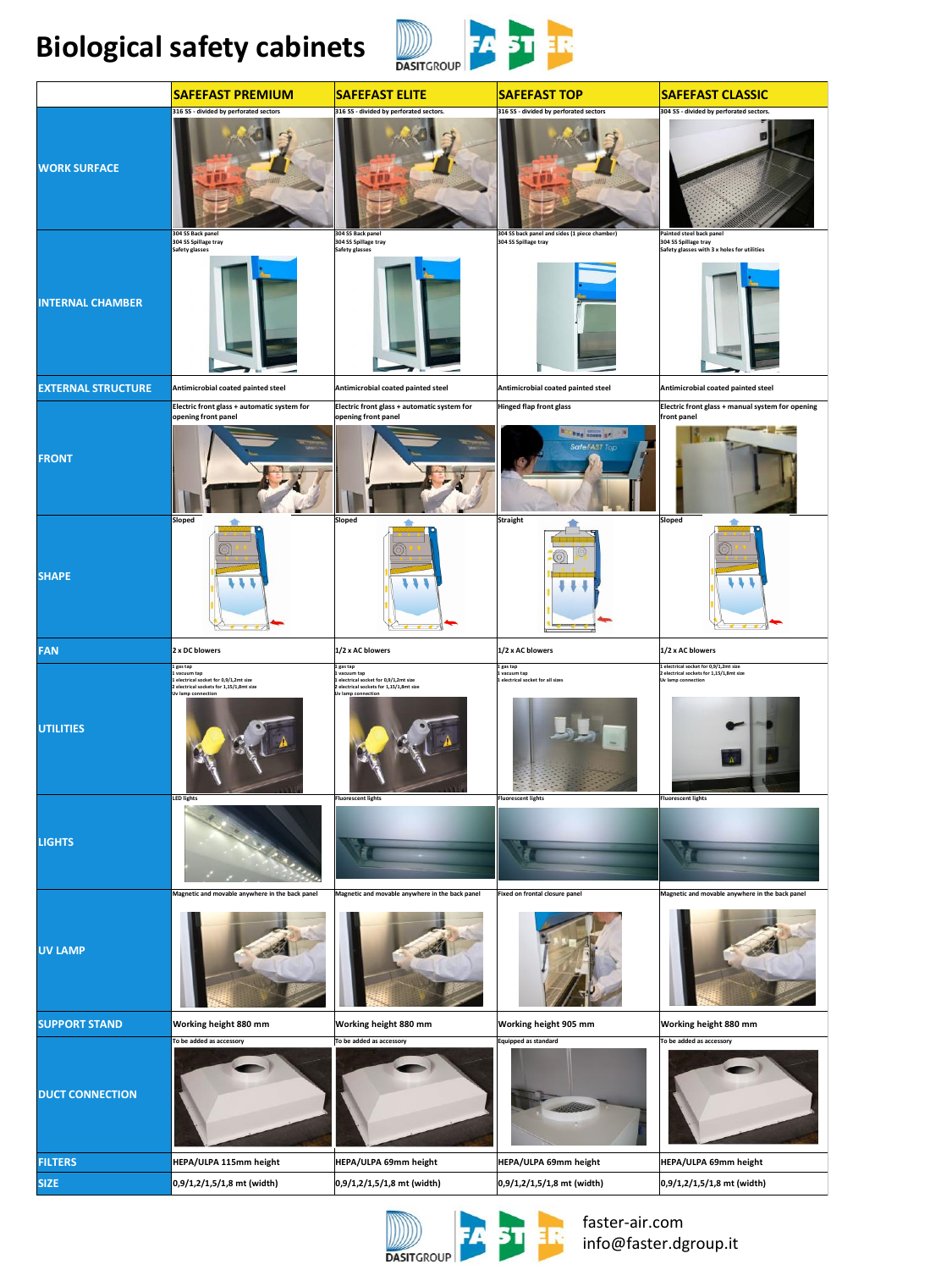# Biological safety cabinets

| | SAFEFAST PREMIUM | SAFEFAST ELITE | SAFEFAST TOP | SAFEFAST CLASSIC |
|---|---|---|---|---|
| WORK SURFACE | 316 SS - divided by perforated sectors | 316 SS - divided by perforated sectors. | 316 SS - divided by perforated sectors | 304 SS - divided by perforated sectors. |
| INTERNAL CHAMBER | 304 SS Back panel<br>304 SS Spillage tray<br>Safety glasses | 304 SS Back panel<br>304 SS Spillage tray<br>Safety glasses | 304 SS back panel and sides (1 piece chamber)<br>304 SS Spillage tray | Painted steel back panel<br>304 SS Spillage tray<br>Safety glasses with 3 x holes for utilities |
| EXTERNAL STRUCTURE | Antimicrobial coated painted steel | Antimicrobial coated painted steel | Antimicrobial coated painted steel | Antimicrobial coated painted steel |
| FRONT | Electric front glass + automatic system for opening front panel | Electric front glass + automatic system for opening front panel | Hinged flap front glass | Electric front glass + manual system for opening front panel |
| SHAPE | Sloped | Sloped | Straight | Sloped |
| FAN | 2 x DC blowers | 1/2 x AC blowers | 1/2 x AC blowers | 1/2 x AC blowers |
| UTILITIES | 1 gas tap<br>1 vacuum tap<br>1 electrical socket for 0,9/1,2mt size<br>2 electrical sockets for 1,15/1,8mt size<br>Uv lamp connection | 1 gas tap<br>1 vacuum tap<br>1 electrical socket for 0,9/1,2mt size<br>2 electrical sockets for 1,15/1,8mt size<br>Uv lamp connection | 1 gas tap<br>1 vacuum tap<br>1 electrical socket for all sizes | 1 electrical socket for 0,9/1,2mt size<br>2 electrical sockets for 1,15/1,8mt size<br>Uv lamp connection |
| LIGHTS | LED lights | Fluorescent lights | Fluorescent lights | Fluorescent lights |
| UV LAMP | Magnetic and movable anywhere in the back panel | Magnetic and movable anywhere in the back panel | Fixed on frontal closure panel | Magnetic and movable anywhere in the back panel |
| SUPPORT STAND | Working height 880 mm | Working height 880 mm | Working height 905 mm | Working height 880 mm |
| DUCT CONNECTION | To be added as accessory | To be added as accessory | Equipped as standard | To be added as accessory |
| FILTERS | HEPA/ULPA 115mm height | HEPA/ULPA 69mm height | HEPA/ULPA 69mm height | HEPA/ULPA 69mm height |
| SIZE | 0,9/1,2/1,5/1,8 mt (width) | 0,9/1,2/1,5/1,8 mt (width) | 0,9/1,2/1,5/1,8 mt (width) | 0,9/1,2/1,5/1,8 mt (width) |

faster-air.com
info@faster.dgroup.it